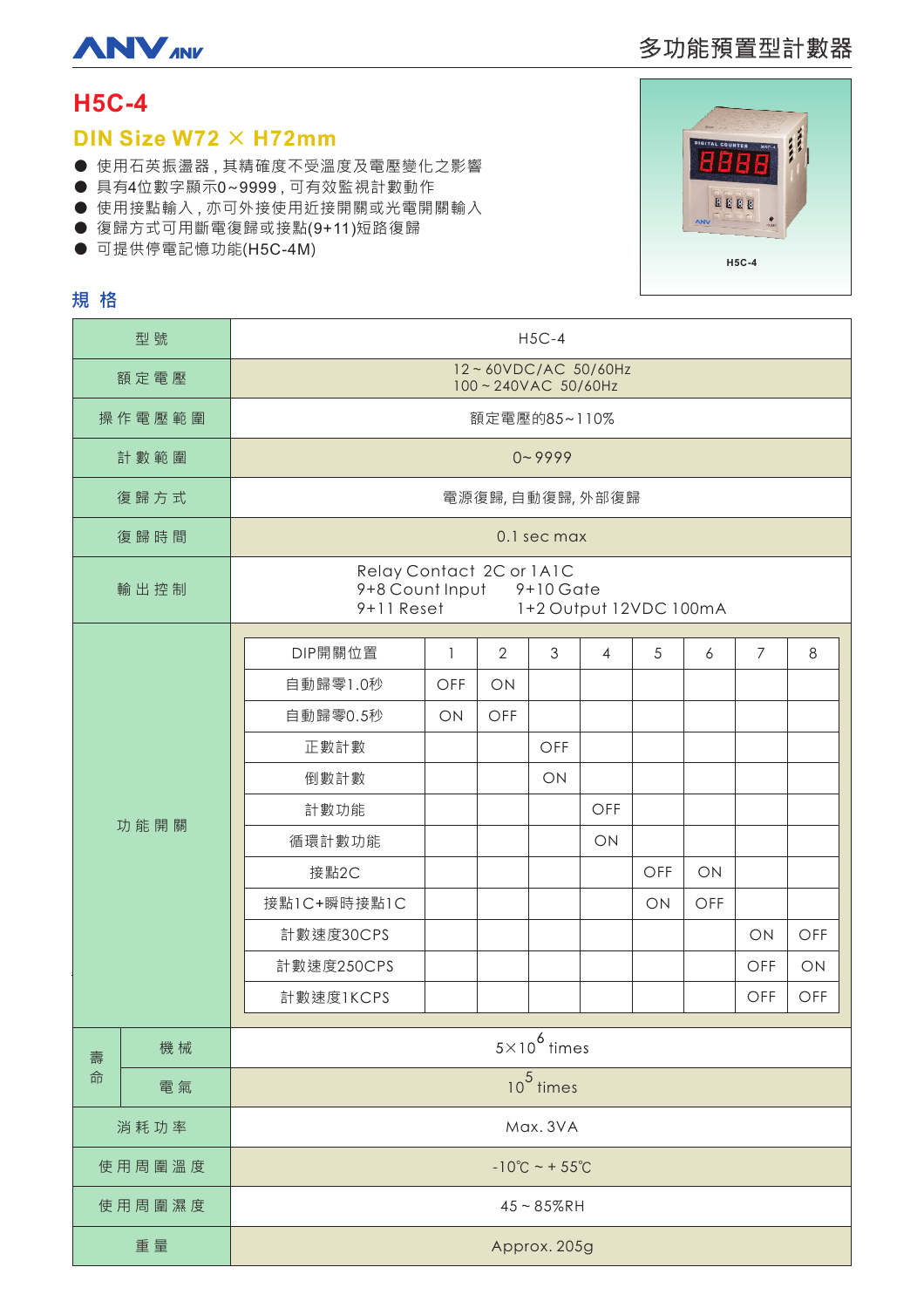ANV ANV

# 多功能預置型計數器

## H5C-4

### DIN Size W72 × H72mm

- 使用石英振盪器，其精確度不受溫度及電壓變化之影響
- 具有4位數字顯示0~9999，可有效監視計數動作
- 使用接點輸入，亦可外接使用近接開關或光電開關輸入
- 復歸方式可用斷電復歸或接點(9+11)短路復歸
- 可提供停電記憶功能(H5C-4M)

H5C-4

### 規 格

| 型 號 | H5C-4 |
|---|---|
| 額 定 電 壓 | 12 ~ 60VDC/AC 50/60Hz<br>100 ~ 240VAC 50/60Hz |
| 操 作 電 壓 範 圍 | 額定電壓的85~110% |
| 計 數 範 圍 | 0~ 9999 |
| 復 歸 方 式 | 電源復歸, 自動復歸, 外部復歸 |
| 復 歸 時 間 | 0.1 sec max |
| 輸 出 控 制 | Relay Contact 2C or 1A1C<br>9+8 Count Input 9+10 Gate<br>9+11 Reset 1+2 Output 12VDC 100mA |
| 功 能 開 關 | (見下表) |
| 壽命 機 械 | $5 \times 10^6$ times |
| 壽命 電 氣 | $10^5$ times |
| 消 耗 功 率 | Max. 3VA |
| 使 用 周 圍 溫 度 | -10℃ ~ + 55℃ |
| 使 用 周 圍 濕 度 | 45 ~ 85%RH |
| 重 量 | Approx. 205g |

功 能 開 關：

| DIP開關位置 | 1 | 2 | 3 | 4 | 5 | 6 | 7 | 8 |
|---|---|---|---|---|---|---|---|---|
| 自動歸零1.0秒 | OFF | ON | | | | | | |
| 自動歸零0.5秒 | ON | OFF | | | | | | |
| 正數計數 | | | OFF | | | | | |
| 倒數計數 | | | ON | | | | | |
| 計數功能 | | | | OFF | | | | |
| 循環計數功能 | | | | ON | | | | |
| 接點2C | | | | | OFF | ON | | |
| 接點1C+瞬時接點1C | | | | | ON | OFF | | |
| 計數速度30CPS | | | | | | | ON | OFF |
| 計數速度250CPS | | | | | | | OFF | ON |
| 計數速度1KCPS | | | | | | | OFF | OFF |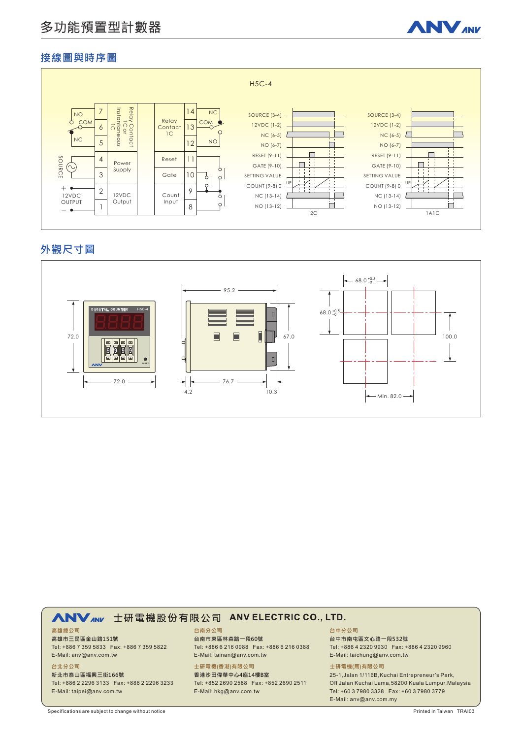## 接線圖與時序圖

H5C-4

NO
COM
NC

7
6
5

Relay Contact 1C or Instantaneous 1C

Relay Contact 1C

14
13
12

NC
COM
NO

SOURCE

4
3

Power Supply

Reset
Gate

11
10

+
12VDC OUTPUT
−

2
1

12VDC Output

Count Input

9
8

SOURCE (3-4)
12VDC (1-2)
NC (6-5)
NO (6-7)
RESET (9-11)
GATE (9-10)
SETTING VALUE
COUNT (9-8) 0
UP
NC (13-14)
NO (13-12)
2C

SOURCE (3-4)
12VDC (1-2)
NC (6-5)
NO (6-7)
RESET (9-11)
GATE (9-10)
SETTING VALUE
COUNT (9-8) 0
UP
NC (13-14)
NO (13-12)
1A1C

## 外觀尺寸圖

DIGITAL COUNTER H5C-4
ANV
RESET

72.0
72.0
95.2
67.0
4.2
76.7
10.3

68.0 $^{+0.5}_{-0}$
68.0 $^{+0.5}_{-0}$
100.0
Min. 82.0

---

**士研電機股份有限公司 ANV ELECTRIC CO., LTD.**

**高雄總公司**
高雄市三民區金山路151號
Tel: +886 7 359 5833 Fax: +886 7 359 5822
E-Mail: anv@anv.com.tw

**台南分公司**
台南市東區林森路一段60號
Tel: +886 6 216 0988 Fax: +886 6 216 0388
E-Mail: tainan@anv.com.tw

**台中分公司**
台中市南屯區文心路一段532號
Tel: +886 4 2320 9930 Fax: +886 4 2320 9960
E-Mail: taichung@anv.com.tw

**台北分公司**
新北市泰山區福興三街166號
Tel: +886 2 2296 3133 Fax: +886 2 2296 3233
E-Mail: taipei@anv.com.tw

**士研電機(香港)有限公司**
香港沙田偉華中心4座14樓B室
Tel: +852 2690 2588 Fax: +852 2690 2511
E-Mail: hkg@anv.com.tw

**士研電機(馬)有限公司**
25-1,Jalan 1/116B,Kuchai Entrepreneur's Park,
Off Jalan Kuchai Lama,58200 Kuala Lumpur,Malaysia
Tel: +60 3 7980 3328 Fax: +60 3 7980 3779
E-Mail: anv@anv.com.my

Specifications are subject to change without notice

Printed in Taiwan TRAI03